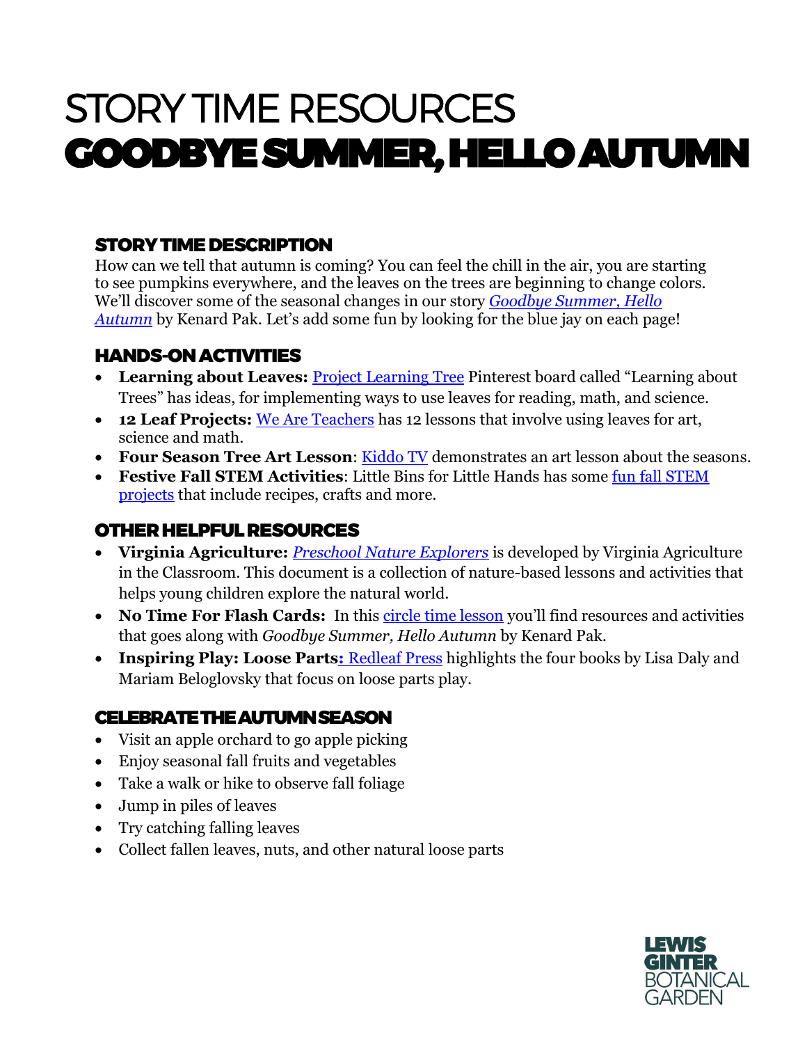# STORY TIME RESOURCES
# GOODBYE SUMMER, HELLO AUTUMN

## STORY TIME DESCRIPTION

How can we tell that autumn is coming? You can feel the chill in the air, you are starting to see pumpkins everywhere, and the leaves on the trees are beginning to change colors. We'll discover some of the seasonal changes in our story *Goodbye Summer, Hello Autumn* by Kenard Pak. Let's add some fun by looking for the blue jay on each page!

## HANDS-ON ACTIVITIES

- **Learning about Leaves:** Project Learning Tree Pinterest board called "Learning about Trees" has ideas, for implementing ways to use leaves for reading, math, and science.
- **12 Leaf Projects:** We Are Teachers has 12 lessons that involve using leaves for art, science and math.
- **Four Season Tree Art Lesson**: Kiddo TV demonstrates an art lesson about the seasons.
- **Festive Fall STEM Activities**: Little Bins for Little Hands has some fun fall STEM projects that include recipes, crafts and more.

## OTHER HELPFUL RESOURCES

- **Virginia Agriculture:** *Preschool Nature Explorers* is developed by Virginia Agriculture in the Classroom. This document is a collection of nature-based lessons and activities that helps young children explore the natural world.
- **No Time For Flash Cards:** In this circle time lesson you'll find resources and activities that goes along with *Goodbye Summer, Hello Autumn* by Kenard Pak.
- **Inspiring Play: Loose Parts:** Redleaf Press highlights the four books by Lisa Daly and Mariam Beloglovsky that focus on loose parts play.

## CELEBRATE THE AUTUMN SEASON

- Visit an apple orchard to go apple picking
- Enjoy seasonal fall fruits and vegetables
- Take a walk or hike to observe fall foliage
- Jump in piles of leaves
- Try catching falling leaves
- Collect fallen leaves, nuts, and other natural loose parts

LEWIS GINTER BOTANICAL GARDEN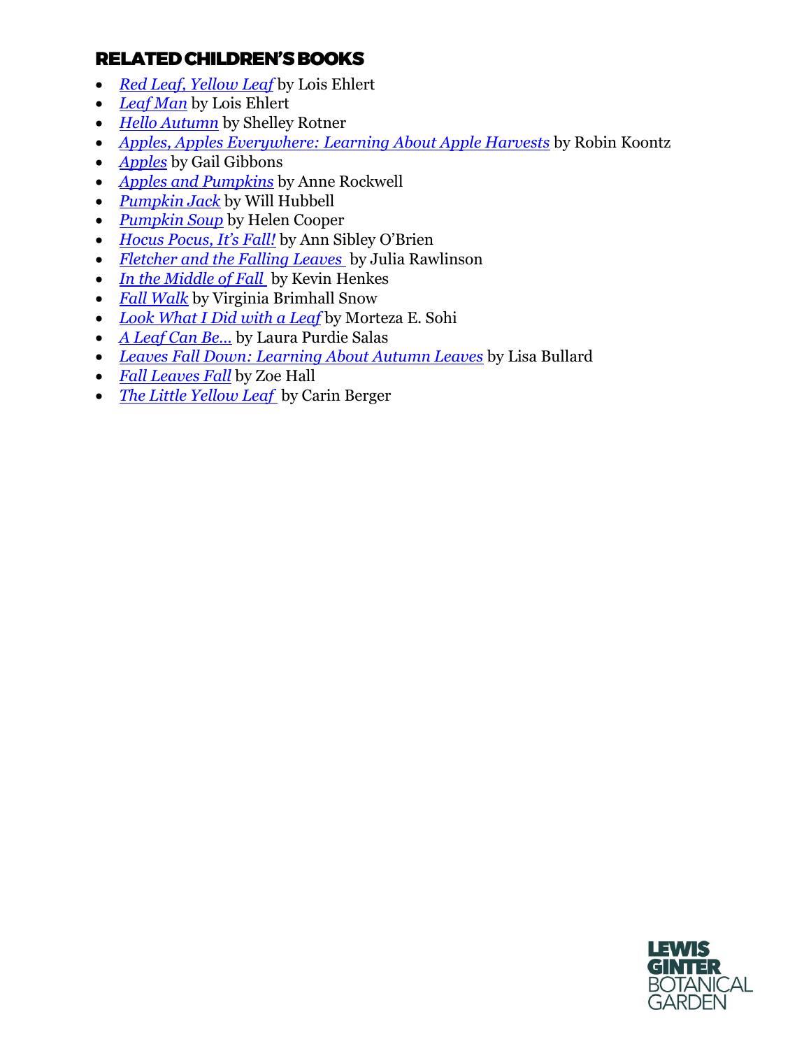## RELATED CHILDREN'S BOOKS

- *Red Leaf, Yellow Leaf* by Lois Ehlert
- *Leaf Man* by Lois Ehlert
- *Hello Autumn* by Shelley Rotner
- *Apples, Apples Everywhere: Learning About Apple Harvests* by Robin Koontz
- *Apples* by Gail Gibbons
- *Apples and Pumpkins* by Anne Rockwell
- *Pumpkin Jack* by Will Hubbell
- *Pumpkin Soup* by Helen Cooper
- *Hocus Pocus, It's Fall!* by Ann Sibley O'Brien
- *Fletcher and the Falling Leaves* by Julia Rawlinson
- *In the Middle of Fall* by Kevin Henkes
- *Fall Walk* by Virginia Brimhall Snow
- *Look What I Did with a Leaf* by Morteza E. Sohi
- *A Leaf Can Be…* by Laura Purdie Salas
- *Leaves Fall Down: Learning About Autumn Leaves* by Lisa Bullard
- *Fall Leaves Fall* by Zoe Hall
- *The Little Yellow Leaf* by Carin Berger

LEWIS GINTER BOTANICAL GARDEN